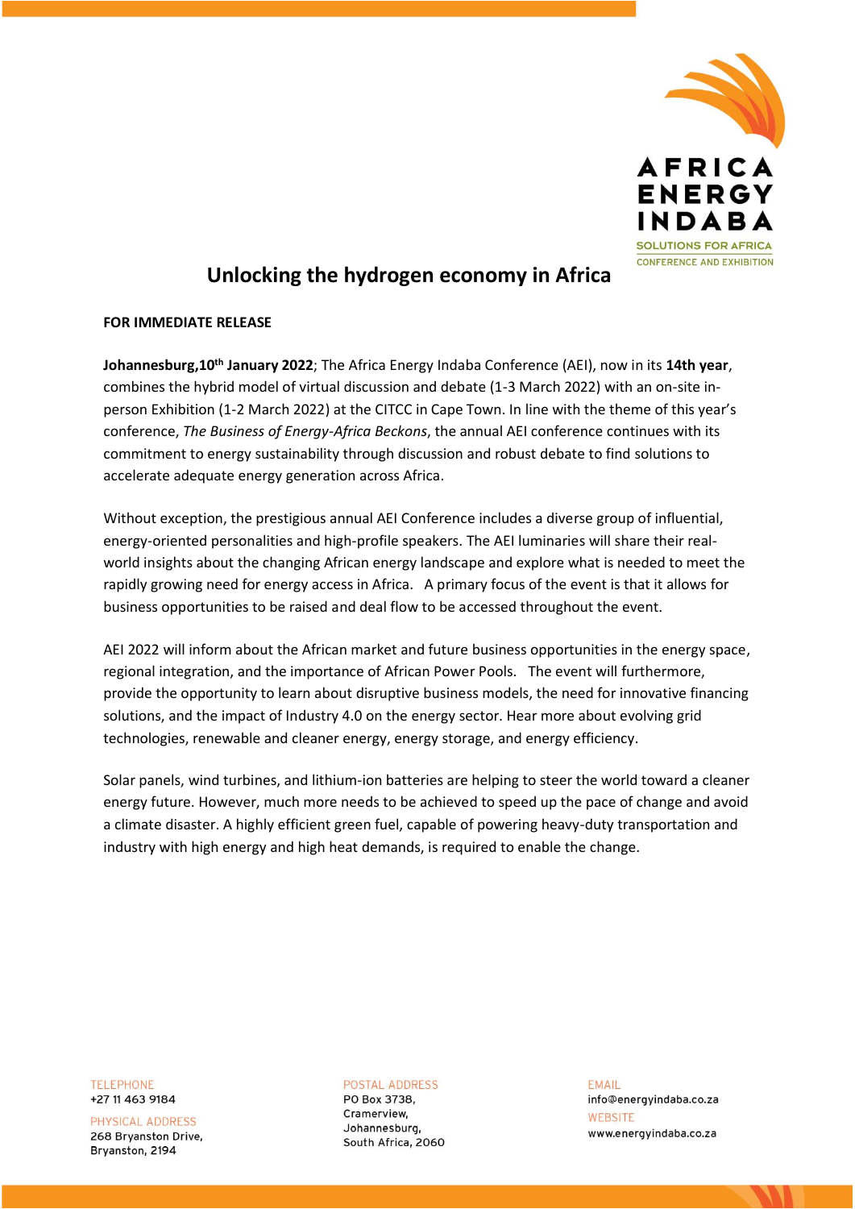# Unlocking the hydrogen economy in Africa

**FOR IMMEDIATE RELEASE**

**Johannesburg,10th January 2022**; The Africa Energy Indaba Conference (AEI), now in its **14th year**, combines the hybrid model of virtual discussion and debate (1-3 March 2022) with an on-site in-person Exhibition (1-2 March 2022) at the CITCC in Cape Town. In line with the theme of this year's conference, *The Business of Energy-Africa Beckons*, the annual AEI conference continues with its commitment to energy sustainability through discussion and robust debate to find solutions to accelerate adequate energy generation across Africa.

Without exception, the prestigious annual AEI Conference includes a diverse group of influential, energy-oriented personalities and high-profile speakers. The AEI luminaries will share their real-world insights about the changing African energy landscape and explore what is needed to meet the rapidly growing need for energy access in Africa. A primary focus of the event is that it allows for business opportunities to be raised and deal flow to be accessed throughout the event.

AEI 2022 will inform about the African market and future business opportunities in the energy space, regional integration, and the importance of African Power Pools. The event will furthermore, provide the opportunity to learn about disruptive business models, the need for innovative financing solutions, and the impact of Industry 4.0 on the energy sector. Hear more about evolving grid technologies, renewable and cleaner energy, energy storage, and energy efficiency.

Solar panels, wind turbines, and lithium-ion batteries are helping to steer the world toward a cleaner energy future. However, much more needs to be achieved to speed up the pace of change and avoid a climate disaster. A highly efficient green fuel, capable of powering heavy-duty transportation and industry with high energy and high heat demands, is required to enable the change.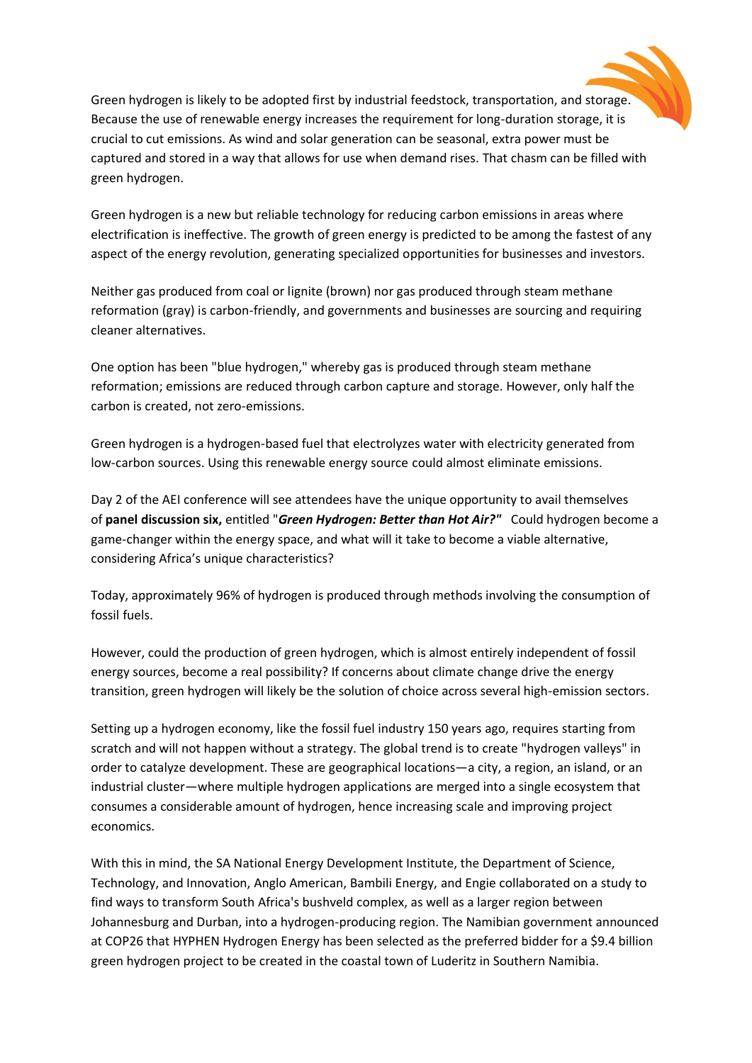Green hydrogen is likely to be adopted first by industrial feedstock, transportation, and storage. Because the use of renewable energy increases the requirement for long-duration storage, it is crucial to cut emissions. As wind and solar generation can be seasonal, extra power must be captured and stored in a way that allows for use when demand rises. That chasm can be filled with green hydrogen.

Green hydrogen is a new but reliable technology for reducing carbon emissions in areas where electrification is ineffective. The growth of green energy is predicted to be among the fastest of any aspect of the energy revolution, generating specialized opportunities for businesses and investors.

Neither gas produced from coal or lignite (brown) nor gas produced through steam methane reformation (gray) is carbon-friendly, and governments and businesses are sourcing and requiring cleaner alternatives.

One option has been "blue hydrogen," whereby gas is produced through steam methane reformation; emissions are reduced through carbon capture and storage. However, only half the carbon is created, not zero-emissions.

Green hydrogen is a hydrogen-based fuel that electrolyzes water with electricity generated from low-carbon sources. Using this renewable energy source could almost eliminate emissions.

Day 2 of the AEI conference will see attendees have the unique opportunity to avail themselves of **panel discussion six,** entitled "***Green Hydrogen: Better than Hot Air?"*** Could hydrogen become a game-changer within the energy space, and what will it take to become a viable alternative, considering Africa's unique characteristics?

Today, approximately 96% of hydrogen is produced through methods involving the consumption of fossil fuels.

However, could the production of green hydrogen, which is almost entirely independent of fossil energy sources, become a real possibility? If concerns about climate change drive the energy transition, green hydrogen will likely be the solution of choice across several high-emission sectors.

Setting up a hydrogen economy, like the fossil fuel industry 150 years ago, requires starting from scratch and will not happen without a strategy. The global trend is to create "hydrogen valleys" in order to catalyze development. These are geographical locations—a city, a region, an island, or an industrial cluster—where multiple hydrogen applications are merged into a single ecosystem that consumes a considerable amount of hydrogen, hence increasing scale and improving project economics.

With this in mind, the SA National Energy Development Institute, the Department of Science, Technology, and Innovation, Anglo American, Bambili Energy, and Engie collaborated on a study to find ways to transform South Africa's bushveld complex, as well as a larger region between Johannesburg and Durban, into a hydrogen-producing region. The Namibian government announced at COP26 that HYPHEN Hydrogen Energy has been selected as the preferred bidder for a $9.4 billion green hydrogen project to be created in the coastal town of Luderitz in Southern Namibia.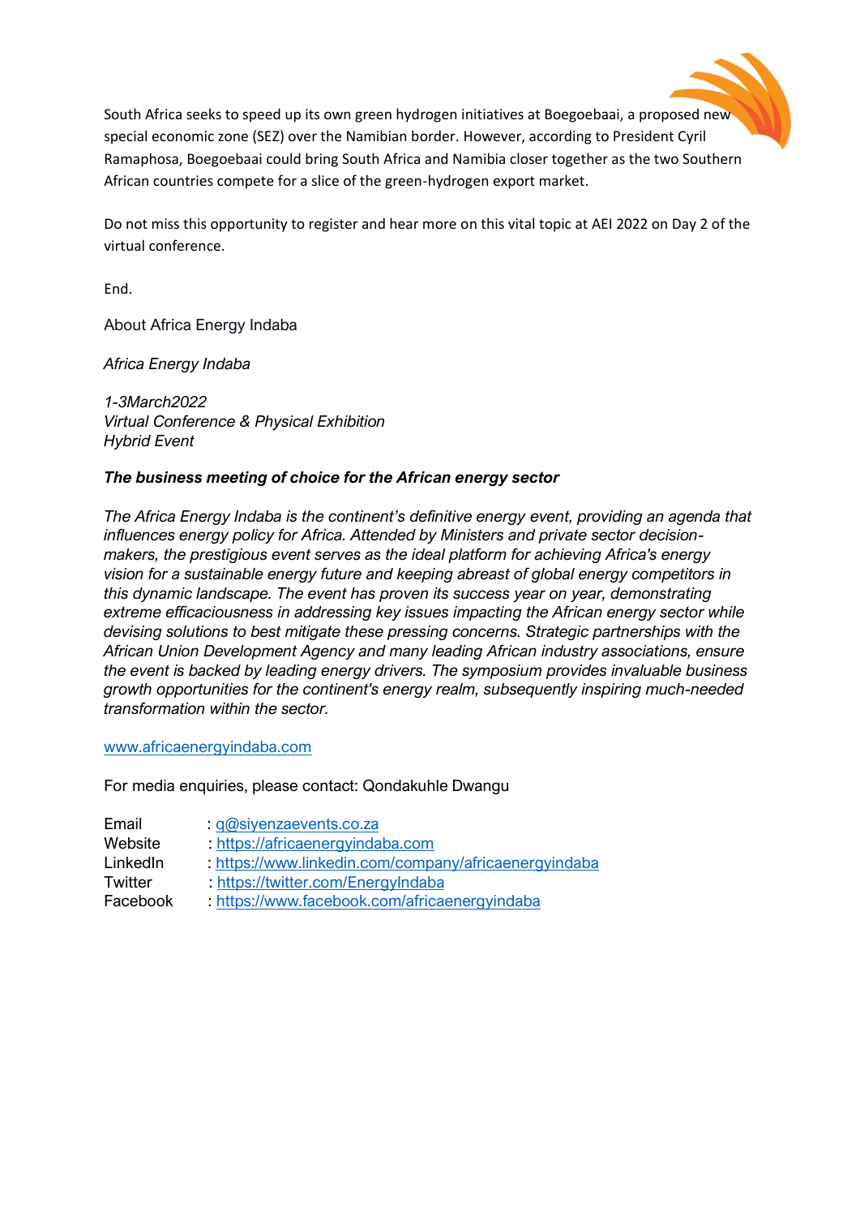South Africa seeks to speed up its own green hydrogen initiatives at Boegoebaai, a proposed new special economic zone (SEZ) over the Namibian border. However, according to President Cyril Ramaphosa, Boegoebaai could bring South Africa and Namibia closer together as the two Southern African countries compete for a slice of the green-hydrogen export market.

Do not miss this opportunity to register and hear more on this vital topic at AEI 2022 on Day 2 of the virtual conference.

End.

About Africa Energy Indaba

*Africa Energy Indaba*

*1-3March2022*
*Virtual Conference & Physical Exhibition*
*Hybrid Event*

***The business meeting of choice for the African energy sector***

*The Africa Energy Indaba is the continent's definitive energy event, providing an agenda that influences energy policy for Africa. Attended by Ministers and private sector decision-makers, the prestigious event serves as the ideal platform for achieving Africa's energy vision for a sustainable energy future and keeping abreast of global energy competitors in this dynamic landscape. The event has proven its success year on year, demonstrating extreme efficaciousness in addressing key issues impacting the African energy sector while devising solutions to best mitigate these pressing concerns. Strategic partnerships with the African Union Development Agency and many leading African industry associations, ensure the event is backed by leading energy drivers. The symposium provides invaluable business growth opportunities for the continent's energy realm, subsequently inspiring much-needed transformation within the sector.*

www.africaenergyindaba.com

For media enquiries, please contact: Qondakuhle Dwangu

Email : q@siyenzaevents.co.za
Website : https://africaenergyindaba.com
LinkedIn : https://www.linkedin.com/company/africaenergyindaba
Twitter : https://twitter.com/EnergyIndaba
Facebook : https://www.facebook.com/africaenergyindaba